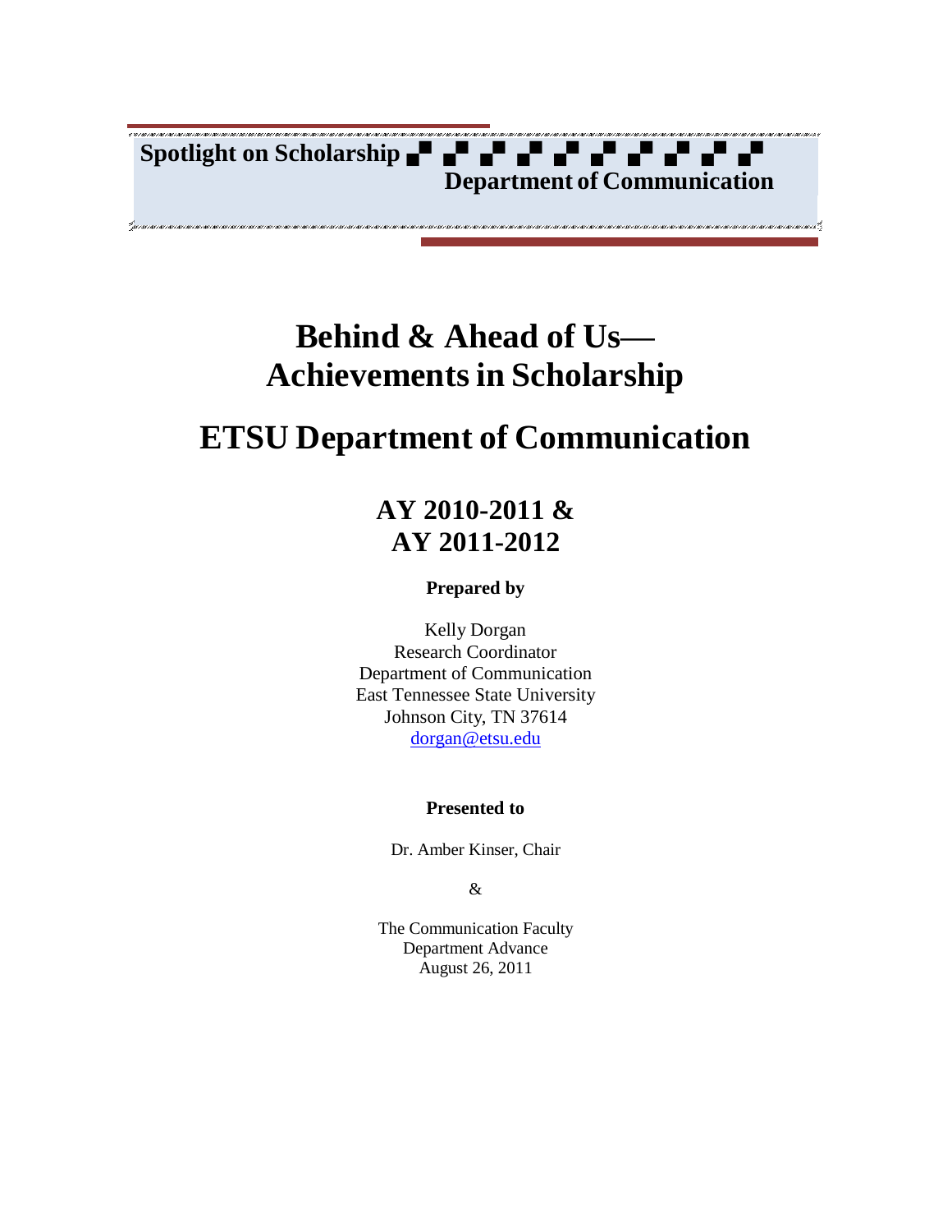**Spotlight on Scholarship**

**Department of Communication**

# Behind & Ahead of Us— Achievements in Scholarship

# ETSU Department of Communication

## AY 2010-2011 & AY 2011-2012

**Prepared by**

Kelly Dorgan
Research Coordinator
Department of Communication
East Tennessee State University
Johnson City, TN 37614
dorgan@etsu.edu

**Presented to**

Dr. Amber Kinser, Chair

&

The Communication Faculty
Department Advance
August 26, 2011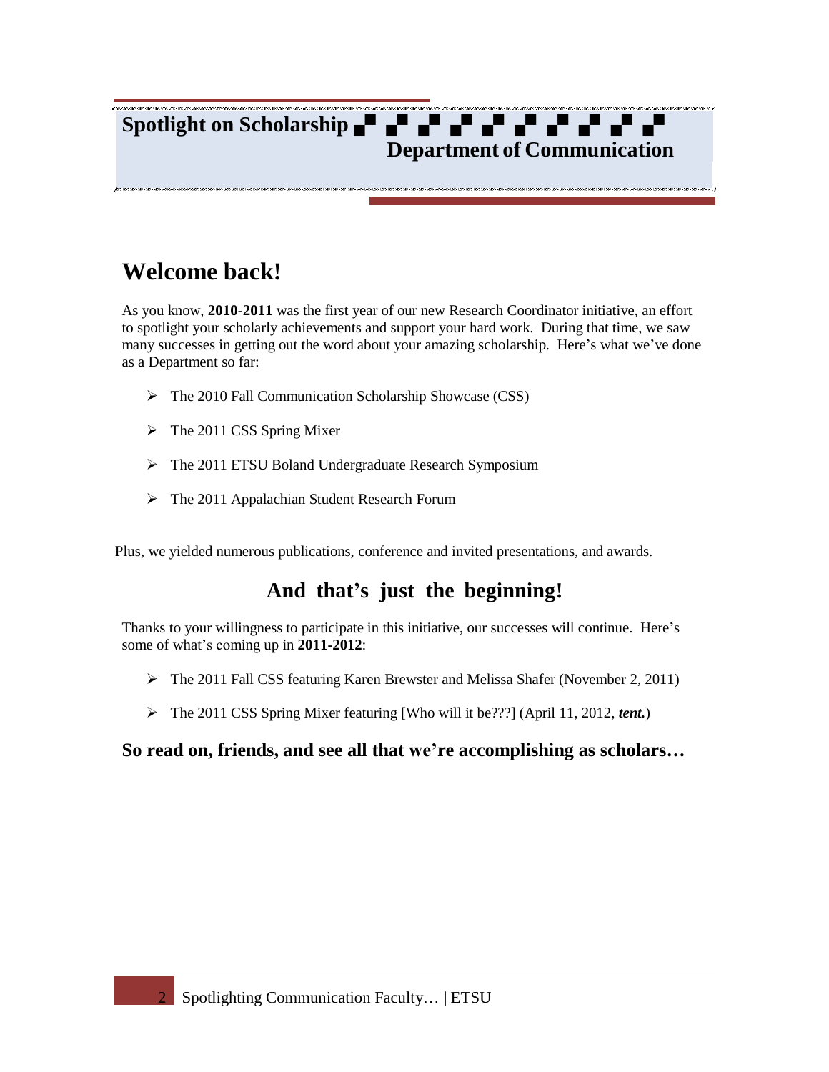**Spotlight on Scholarship**

**Department of Communication**

# Welcome back!

As you know, **2010-2011** was the first year of our new Research Coordinator initiative, an effort to spotlight your scholarly achievements and support your hard work. During that time, we saw many successes in getting out the word about your amazing scholarship. Here's what we've done as a Department so far:

- The 2010 Fall Communication Scholarship Showcase (CSS)
- The 2011 CSS Spring Mixer
- The 2011 ETSU Boland Undergraduate Research Symposium
- The 2011 Appalachian Student Research Forum

Plus, we yielded numerous publications, conference and invited presentations, and awards.

## And that's just the beginning!

Thanks to your willingness to participate in this initiative, our successes will continue. Here's some of what's coming up in **2011-2012**:

- The 2011 Fall CSS featuring Karen Brewster and Melissa Shafer (November 2, 2011)
- The 2011 CSS Spring Mixer featuring [Who will it be???] (April 11, 2012, ***tent.***)

**So read on, friends, and see all that we're accomplishing as scholars…**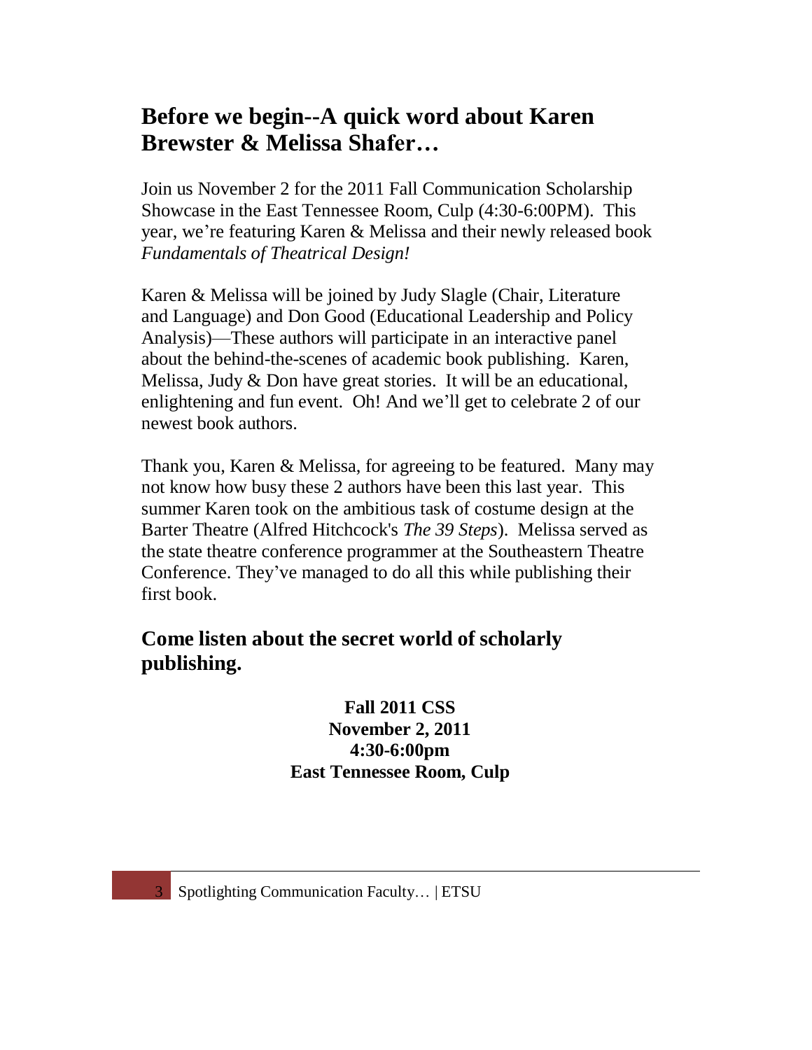## Before we begin--A quick word about Karen Brewster & Melissa Shafer…

Join us November 2 for the 2011 Fall Communication Scholarship Showcase in the East Tennessee Room, Culp (4:30-6:00PM). This year, we're featuring Karen & Melissa and their newly released book *Fundamentals of Theatrical Design!*

Karen & Melissa will be joined by Judy Slagle (Chair, Literature and Language) and Don Good (Educational Leadership and Policy Analysis)—These authors will participate in an interactive panel about the behind-the-scenes of academic book publishing. Karen, Melissa, Judy & Don have great stories. It will be an educational, enlightening and fun event. Oh! And we'll get to celebrate 2 of our newest book authors.

Thank you, Karen & Melissa, for agreeing to be featured. Many may not know how busy these 2 authors have been this last year. This summer Karen took on the ambitious task of costume design at the Barter Theatre (Alfred Hitchcock's *The 39 Steps*). Melissa served as the state theatre conference programmer at the Southeastern Theatre Conference. They've managed to do all this while publishing their first book.

## Come listen about the secret world of scholarly publishing.

**Fall 2011 CSS**
**November 2, 2011**
**4:30-6:00pm**
**East Tennessee Room, Culp**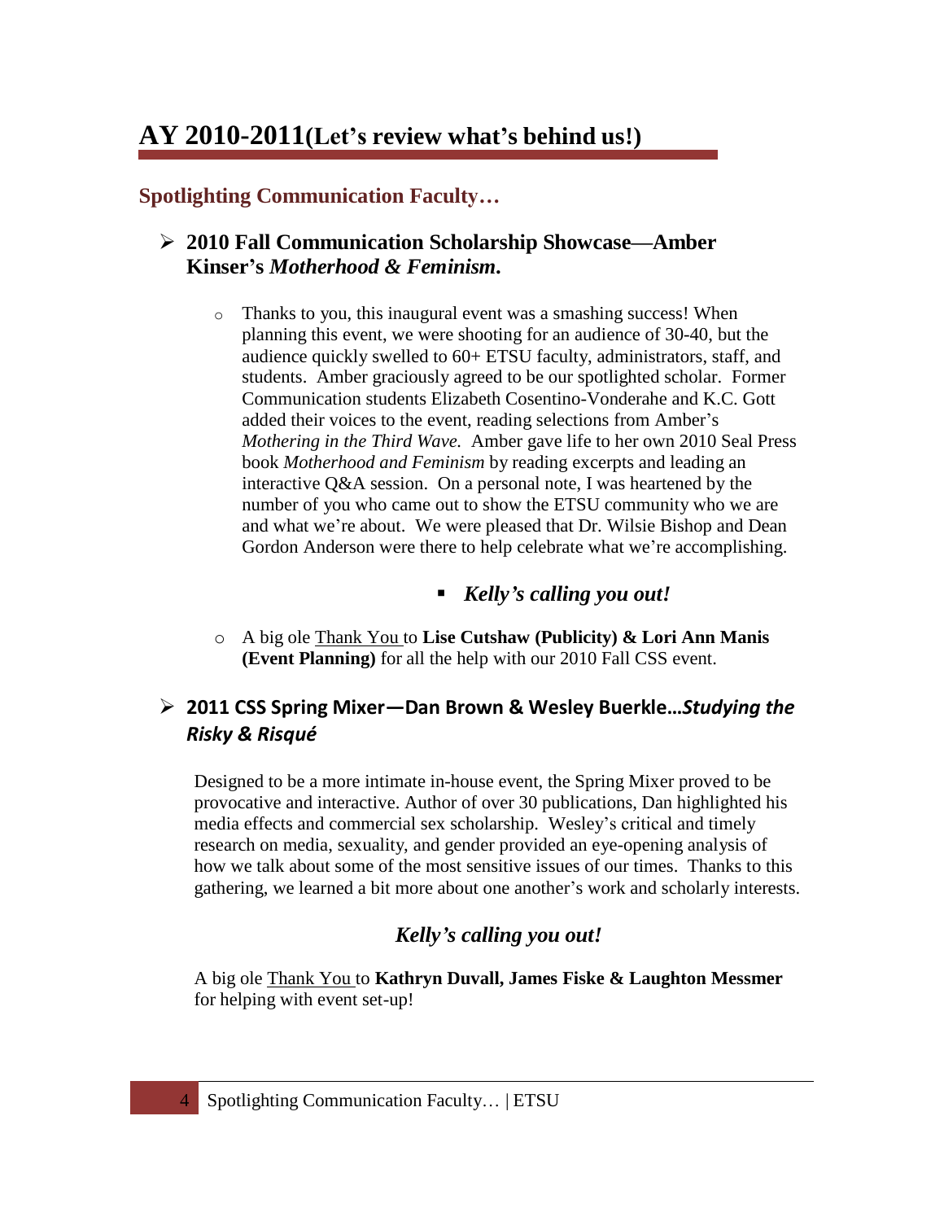# AY 2010-2011 (Let's review what's behind us!)

## Spotlighting Communication Faculty…

- **2010 Fall Communication Scholarship Showcase—Amber Kinser's *Motherhood & Feminism*.**

    - Thanks to you, this inaugural event was a smashing success! When planning this event, we were shooting for an audience of 30-40, but the audience quickly swelled to 60+ ETSU faculty, administrators, staff, and students. Amber graciously agreed to be our spotlighted scholar. Former Communication students Elizabeth Cosentino-Vonderahe and K.C. Gott added their voices to the event, reading selections from Amber's *Mothering in the Third Wave.* Amber gave life to her own 2010 Seal Press book *Motherhood and Feminism* by reading excerpts and leading an interactive Q&A session. On a personal note, I was heartened by the number of you who came out to show the ETSU community who we are and what we're about. We were pleased that Dr. Wilsie Bishop and Dean Gordon Anderson were there to help celebrate what we're accomplishing.

        - ***Kelly's calling you out!***

    - A big ole Thank You to **Lise Cutshaw (Publicity) & Lori Ann Manis (Event Planning)** for all the help with our 2010 Fall CSS event.

- **2011 CSS Spring Mixer—Dan Brown & Wesley Buerkle…*Studying the Risky & Risqué***

Designed to be a more intimate in-house event, the Spring Mixer proved to be provocative and interactive. Author of over 30 publications, Dan highlighted his media effects and commercial sex scholarship. Wesley's critical and timely research on media, sexuality, and gender provided an eye-opening analysis of how we talk about some of the most sensitive issues of our times. Thanks to this gathering, we learned a bit more about one another's work and scholarly interests.

***Kelly's calling you out!***

A big ole Thank You to **Kathryn Duvall, James Fiske & Laughton Messmer** for helping with event set-up!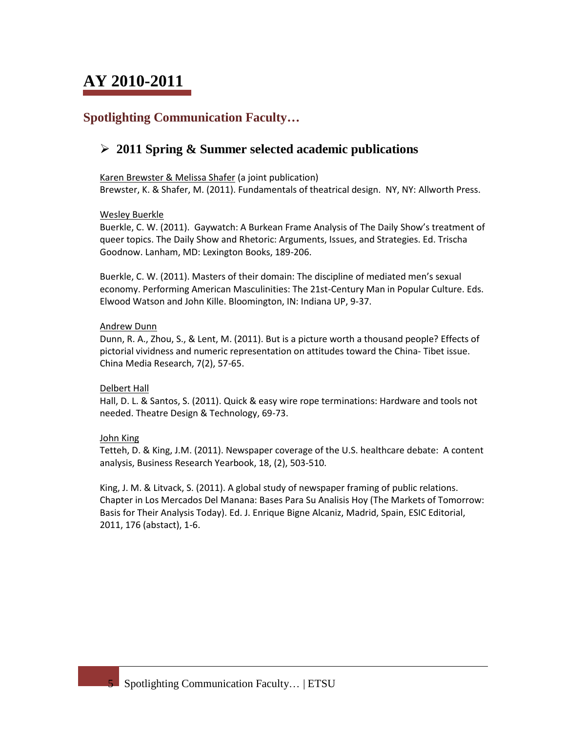# AY 2010-2011

## Spotlighting Communication Faculty…

### ➢ 2011 Spring & Summer selected academic publications

<u>Karen Brewster & Melissa Shafer</u> (a joint publication)
Brewster, K. & Shafer, M. (2011). Fundamentals of theatrical design. NY, NY: Allworth Press.

<u>Wesley Buerkle</u>
Buerkle, C. W. (2011). Gaywatch: A Burkean Frame Analysis of The Daily Show's treatment of queer topics. The Daily Show and Rhetoric: Arguments, Issues, and Strategies. Ed. Trischa Goodnow. Lanham, MD: Lexington Books, 189-206.

Buerkle, C. W. (2011). Masters of their domain: The discipline of mediated men's sexual economy. Performing American Masculinities: The 21st-Century Man in Popular Culture. Eds. Elwood Watson and John Kille. Bloomington, IN: Indiana UP, 9-37.

<u>Andrew Dunn</u>
Dunn, R. A., Zhou, S., & Lent, M. (2011). But is a picture worth a thousand people? Effects of pictorial vividness and numeric representation on attitudes toward the China- Tibet issue. China Media Research, 7(2), 57-65.

<u>Delbert Hall</u>
Hall, D. L. & Santos, S. (2011). Quick & easy wire rope terminations: Hardware and tools not needed. Theatre Design & Technology, 69-73.

<u>John King</u>
Tetteh, D. & King, J.M. (2011). Newspaper coverage of the U.S. healthcare debate: A content analysis, Business Research Yearbook, 18, (2), 503-510.

King, J. M. & Litvack, S. (2011). A global study of newspaper framing of public relations. Chapter in Los Mercados Del Manana: Bases Para Su Analisis Hoy (The Markets of Tomorrow: Basis for Their Analysis Today). Ed. J. Enrique Bigne Alcaniz, Madrid, Spain, ESIC Editorial, 2011, 176 (abstact), 1-6.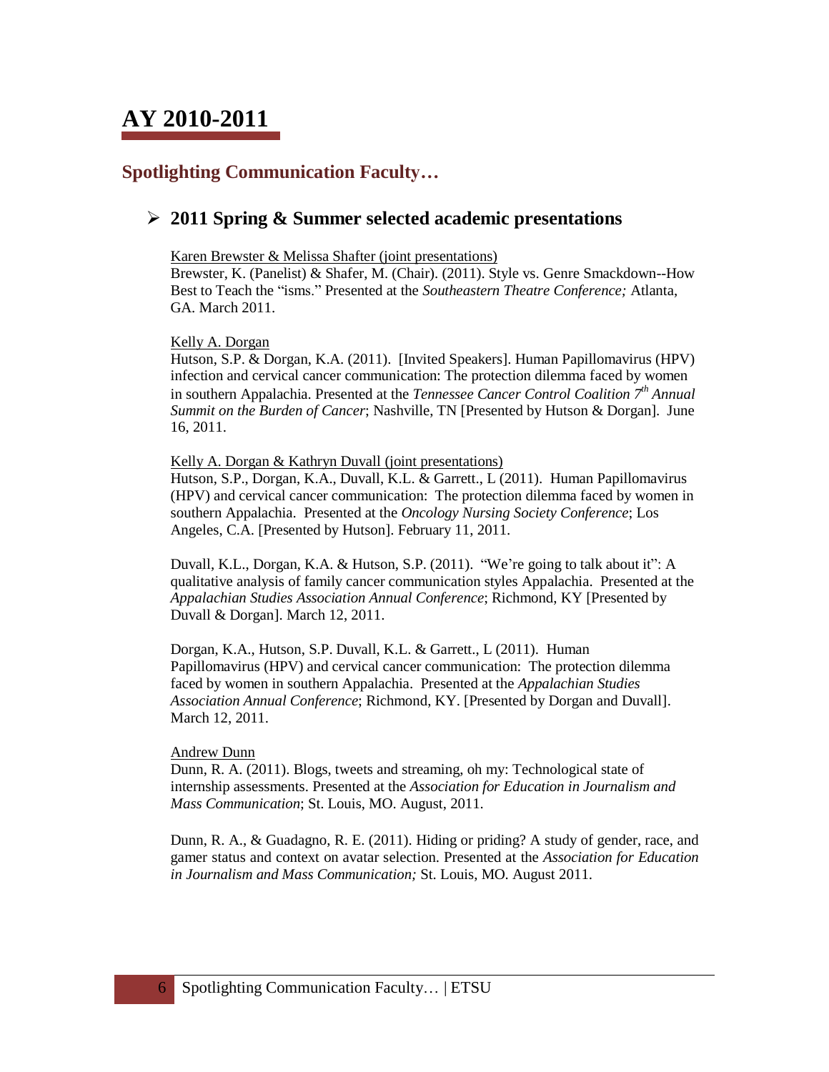# AY 2010-2011

## Spotlighting Communication Faculty…

### ➢ 2011 Spring & Summer selected academic presentations

<u>Karen Brewster & Melissa Shafter (joint presentations)</u>
Brewster, K. (Panelist) & Shafer, M. (Chair). (2011). Style vs. Genre Smackdown--How Best to Teach the "isms." Presented at the *Southeastern Theatre Conference;* Atlanta, GA. March 2011.

<u>Kelly A. Dorgan</u>
Hutson, S.P. & Dorgan, K.A. (2011). [Invited Speakers]. Human Papillomavirus (HPV) infection and cervical cancer communication: The protection dilemma faced by women in southern Appalachia. Presented at the *Tennessee Cancer Control Coalition 7th Annual Summit on the Burden of Cancer*; Nashville, TN [Presented by Hutson & Dorgan]. June 16, 2011.

<u>Kelly A. Dorgan & Kathryn Duvall (joint presentations)</u>
Hutson, S.P., Dorgan, K.A., Duvall, K.L. & Garrett., L (2011). Human Papillomavirus (HPV) and cervical cancer communication: The protection dilemma faced by women in southern Appalachia. Presented at the *Oncology Nursing Society Conference*; Los Angeles, C.A. [Presented by Hutson]. February 11, 2011.

Duvall, K.L., Dorgan, K.A. & Hutson, S.P. (2011). "We're going to talk about it": A qualitative analysis of family cancer communication styles Appalachia. Presented at the *Appalachian Studies Association Annual Conference*; Richmond, KY [Presented by Duvall & Dorgan]. March 12, 2011.

Dorgan, K.A., Hutson, S.P. Duvall, K.L. & Garrett., L (2011). Human Papillomavirus (HPV) and cervical cancer communication: The protection dilemma faced by women in southern Appalachia. Presented at the *Appalachian Studies Association Annual Conference*; Richmond, KY. [Presented by Dorgan and Duvall]. March 12, 2011.

<u>Andrew Dunn</u>
Dunn, R. A. (2011). Blogs, tweets and streaming, oh my: Technological state of internship assessments. Presented at the *Association for Education in Journalism and Mass Communication*; St. Louis, MO. August, 2011.

Dunn, R. A., & Guadagno, R. E. (2011). Hiding or priding? A study of gender, race, and gamer status and context on avatar selection. Presented at the *Association for Education in Journalism and Mass Communication;* St. Louis, MO. August 2011.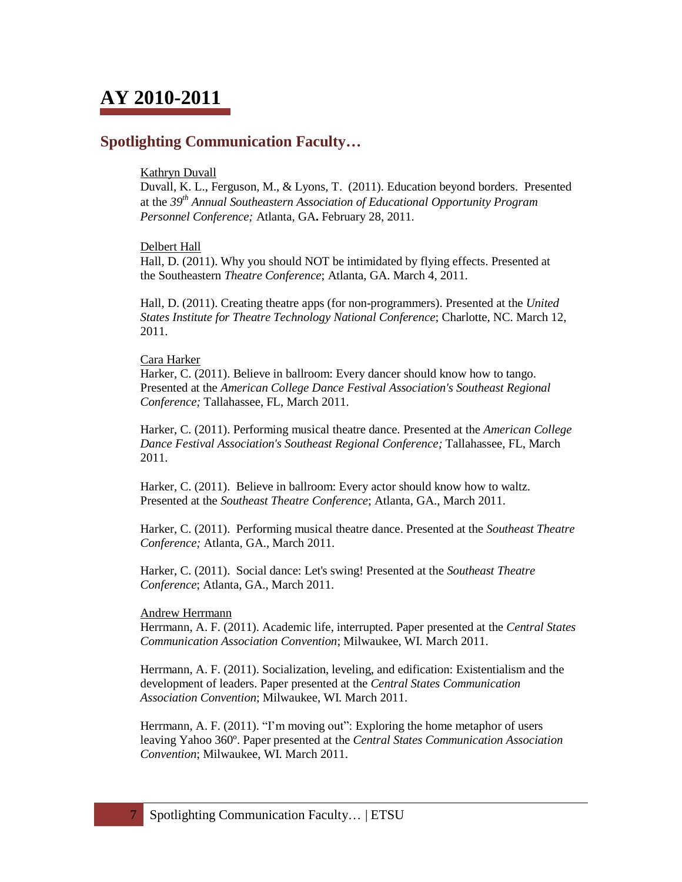# AY 2010-2011

## Spotlighting Communication Faculty…

Kathryn Duvall

Duvall, K. L., Ferguson, M., & Lyons, T. (2011). Education beyond borders. Presented at the *39th Annual Southeastern Association of Educational Opportunity Program Personnel Conference;* Atlanta, GA**.** February 28, 2011.

Delbert Hall

Hall, D. (2011). Why you should NOT be intimidated by flying effects. Presented at the Southeastern *Theatre Conference*; Atlanta, GA. March 4, 2011.

Hall, D. (2011). Creating theatre apps (for non-programmers). Presented at the *United States Institute for Theatre Technology National Conference*; Charlotte, NC. March 12, 2011.

Cara Harker

Harker, C. (2011). Believe in ballroom: Every dancer should know how to tango. Presented at the *American College Dance Festival Association's Southeast Regional Conference;* Tallahassee, FL, March 2011.

Harker, C. (2011). Performing musical theatre dance. Presented at the *American College Dance Festival Association's Southeast Regional Conference;* Tallahassee, FL, March 2011.

Harker, C. (2011). Believe in ballroom: Every actor should know how to waltz. Presented at the *Southeast Theatre Conference*; Atlanta, GA., March 2011.

Harker, C. (2011). Performing musical theatre dance. Presented at the *Southeast Theatre Conference;* Atlanta, GA., March 2011.

Harker, C. (2011). Social dance: Let's swing! Presented at the *Southeast Theatre Conference*; Atlanta, GA., March 2011.

Andrew Herrmann

Herrmann, A. F. (2011). Academic life, interrupted. Paper presented at the *Central States Communication Association Convention*; Milwaukee, WI. March 2011.

Herrmann, A. F. (2011). Socialization, leveling, and edification: Existentialism and the development of leaders. Paper presented at the *Central States Communication Association Convention*; Milwaukee, WI. March 2011.

Herrmann, A. F. (2011). "I'm moving out": Exploring the home metaphor of users leaving Yahoo 360º. Paper presented at the *Central States Communication Association Convention*; Milwaukee, WI. March 2011.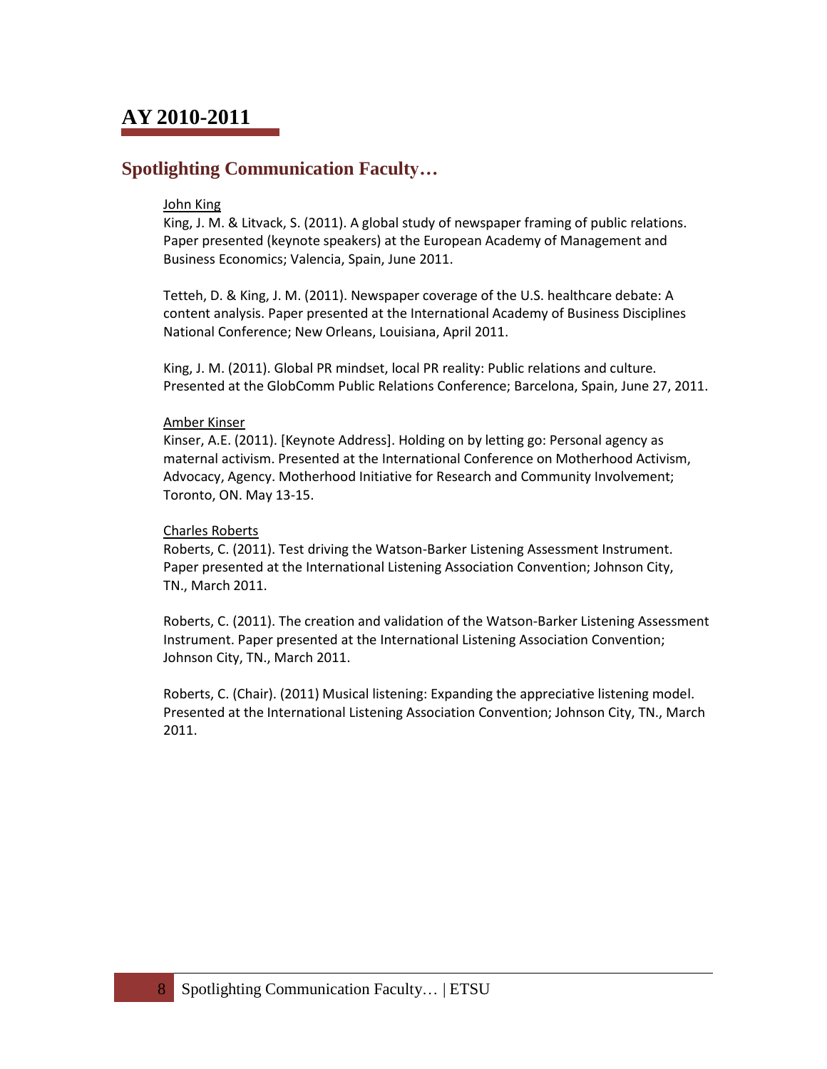# AY 2010-2011

## Spotlighting Communication Faculty…

John King

King, J. M. & Litvack, S. (2011). A global study of newspaper framing of public relations. Paper presented (keynote speakers) at the European Academy of Management and Business Economics; Valencia, Spain, June 2011.

Tetteh, D. & King, J. M. (2011). Newspaper coverage of the U.S. healthcare debate: A content analysis. Paper presented at the International Academy of Business Disciplines National Conference; New Orleans, Louisiana, April 2011.

King, J. M. (2011). Global PR mindset, local PR reality: Public relations and culture. Presented at the GlobComm Public Relations Conference; Barcelona, Spain, June 27, 2011.

Amber Kinser

Kinser, A.E. (2011). [Keynote Address]. Holding on by letting go: Personal agency as maternal activism. Presented at the International Conference on Motherhood Activism, Advocacy, Agency. Motherhood Initiative for Research and Community Involvement; Toronto, ON. May 13-15.

Charles Roberts

Roberts, C. (2011). Test driving the Watson-Barker Listening Assessment Instrument. Paper presented at the International Listening Association Convention; Johnson City, TN., March 2011.

Roberts, C. (2011). The creation and validation of the Watson-Barker Listening Assessment Instrument. Paper presented at the International Listening Association Convention; Johnson City, TN., March 2011.

Roberts, C. (Chair). (2011) Musical listening: Expanding the appreciative listening model. Presented at the International Listening Association Convention; Johnson City, TN., March 2011.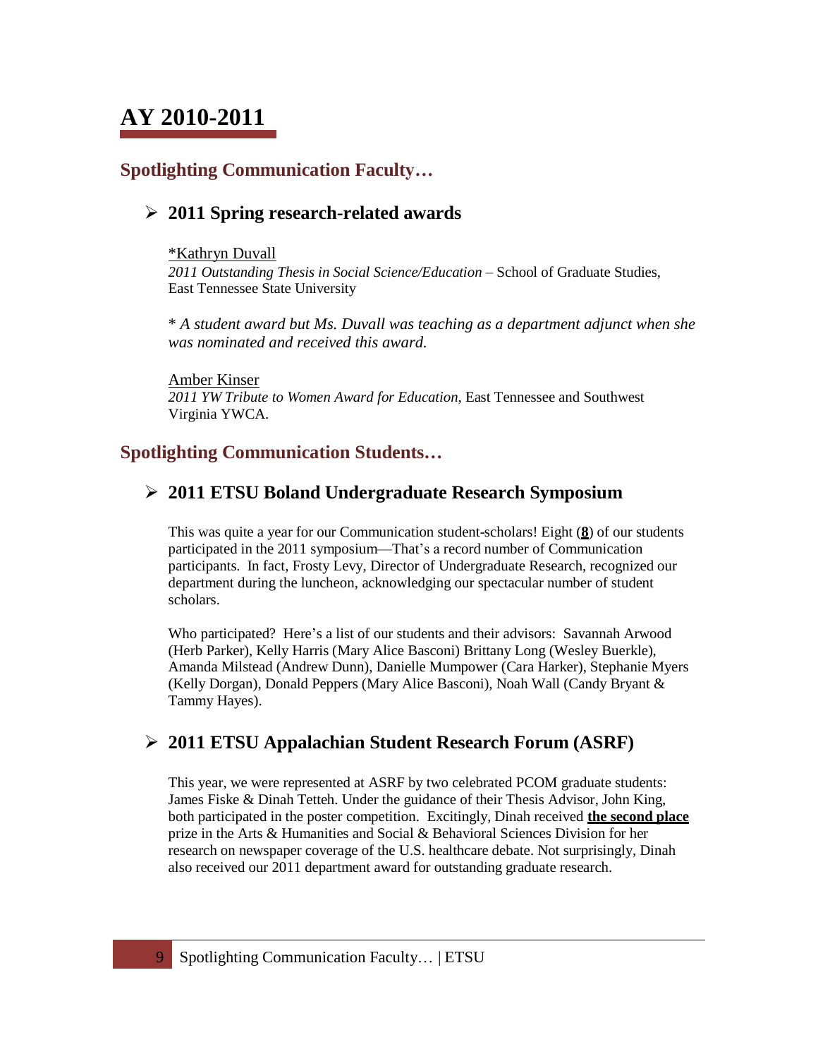# AY 2010-2011

## Spotlighting Communication Faculty…

### ➢ 2011 Spring research-related awards

*Kathryn Duvall
*2011 Outstanding Thesis in Social Science/Education* – School of Graduate Studies, East Tennessee State University

* *A student award but Ms. Duvall was teaching as a department adjunct when she was nominated and received this award.*

Amber Kinser
*2011 YW Tribute to Women Award for Education*, East Tennessee and Southwest Virginia YWCA.

## Spotlighting Communication Students…

### ➢ 2011 ETSU Boland Undergraduate Research Symposium

This was quite a year for our Communication student-scholars! Eight (**8**) of our students participated in the 2011 symposium—That's a record number of Communication participants. In fact, Frosty Levy, Director of Undergraduate Research, recognized our department during the luncheon, acknowledging our spectacular number of student scholars.

Who participated? Here's a list of our students and their advisors: Savannah Arwood (Herb Parker), Kelly Harris (Mary Alice Basconi) Brittany Long (Wesley Buerkle), Amanda Milstead (Andrew Dunn), Danielle Mumpower (Cara Harker), Stephanie Myers (Kelly Dorgan), Donald Peppers (Mary Alice Basconi), Noah Wall (Candy Bryant & Tammy Hayes).

### ➢ 2011 ETSU Appalachian Student Research Forum (ASRF)

This year, we were represented at ASRF by two celebrated PCOM graduate students: James Fiske & Dinah Tetteh. Under the guidance of their Thesis Advisor, John King, both participated in the poster competition. Excitingly, Dinah received **the second place** prize in the Arts & Humanities and Social & Behavioral Sciences Division for her research on newspaper coverage of the U.S. healthcare debate. Not surprisingly, Dinah also received our 2011 department award for outstanding graduate research.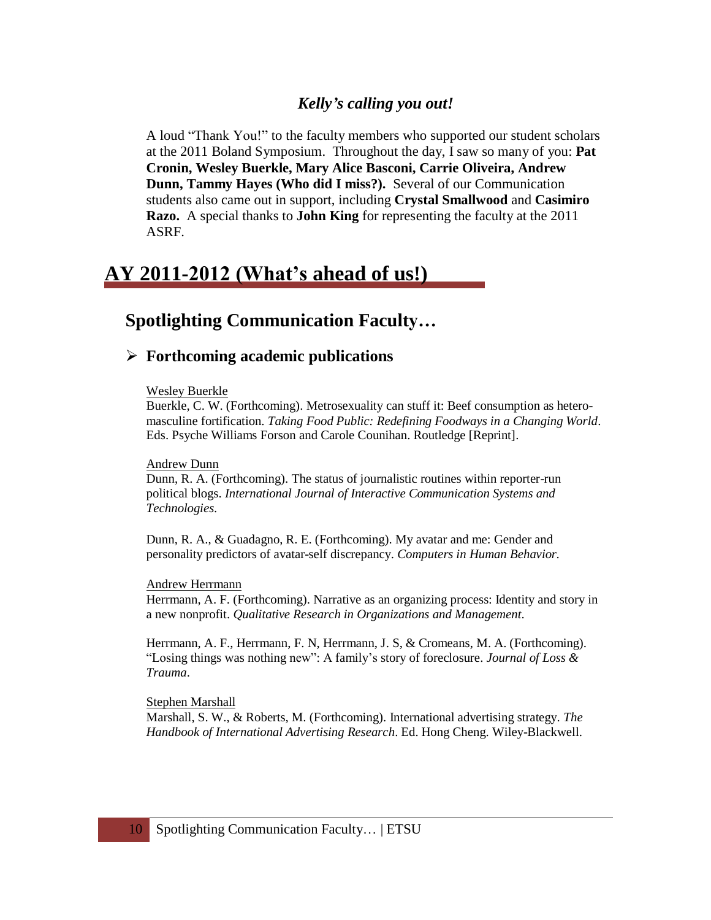### *Kelly's calling you out!*

A loud "Thank You!" to the faculty members who supported our student scholars at the 2011 Boland Symposium. Throughout the day, I saw so many of you: **Pat Cronin, Wesley Buerkle, Mary Alice Basconi, Carrie Oliveira, Andrew Dunn, Tammy Hayes (Who did I miss?).** Several of our Communication students also came out in support, including **Crystal Smallwood** and **Casimiro Razo.** A special thanks to **John King** for representing the faculty at the 2011 ASRF.

# AY 2011-2012 (What's ahead of us!)

## Spotlighting Communication Faculty…

### ➢ Forthcoming academic publications

Wesley Buerkle

Buerkle, C. W. (Forthcoming). Metrosexuality can stuff it: Beef consumption as hetero-masculine fortification. *Taking Food Public: Redefining Foodways in a Changing World*. Eds. Psyche Williams Forson and Carole Counihan. Routledge [Reprint].

Andrew Dunn

Dunn, R. A. (Forthcoming). The status of journalistic routines within reporter-run political blogs. *International Journal of Interactive Communication Systems and Technologies.*

Dunn, R. A., & Guadagno, R. E. (Forthcoming). My avatar and me: Gender and personality predictors of avatar-self discrepancy. *Computers in Human Behavior.*

Andrew Herrmann

Herrmann, A. F. (Forthcoming). Narrative as an organizing process: Identity and story in a new nonprofit. *Qualitative Research in Organizations and Management*.

Herrmann, A. F., Herrmann, F. N, Herrmann, J. S, & Cromeans, M. A. (Forthcoming). "Losing things was nothing new": A family's story of foreclosure. *Journal of Loss & Trauma*.

Stephen Marshall

Marshall, S. W., & Roberts, M. (Forthcoming). International advertising strategy. *The Handbook of International Advertising Research*. Ed. Hong Cheng. Wiley-Blackwell.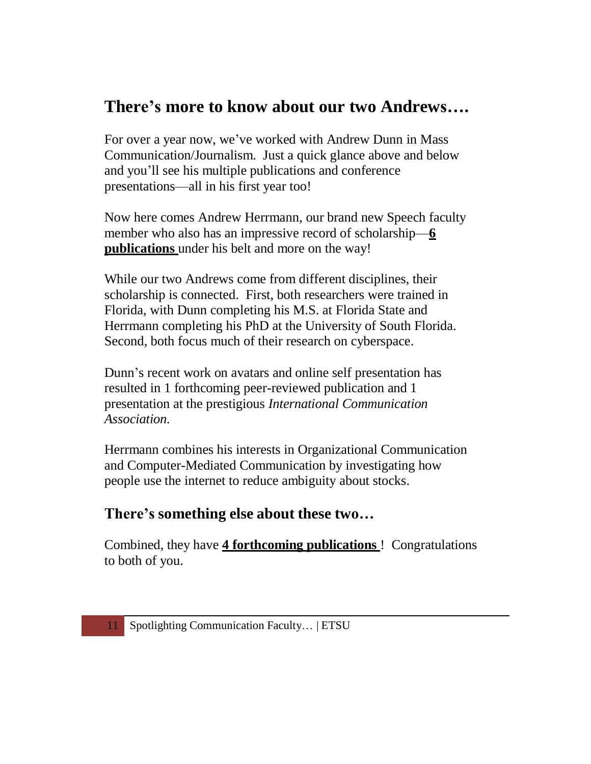## There's more to know about our two Andrews….

For over a year now, we've worked with Andrew Dunn in Mass Communication/Journalism. Just a quick glance above and below and you'll see his multiple publications and conference presentations—all in his first year too!

Now here comes Andrew Herrmann, our brand new Speech faculty member who also has an impressive record of scholarship—**6 publications** under his belt and more on the way!

While our two Andrews come from different disciplines, their scholarship is connected. First, both researchers were trained in Florida, with Dunn completing his M.S. at Florida State and Herrmann completing his PhD at the University of South Florida. Second, both focus much of their research on cyberspace.

Dunn's recent work on avatars and online self presentation has resulted in 1 forthcoming peer-reviewed publication and 1 presentation at the prestigious *International Communication Association.*

Herrmann combines his interests in Organizational Communication and Computer-Mediated Communication by investigating how people use the internet to reduce ambiguity about stocks.

### There's something else about these two…

Combined, they have **4 forthcoming publications**! Congratulations to both of you.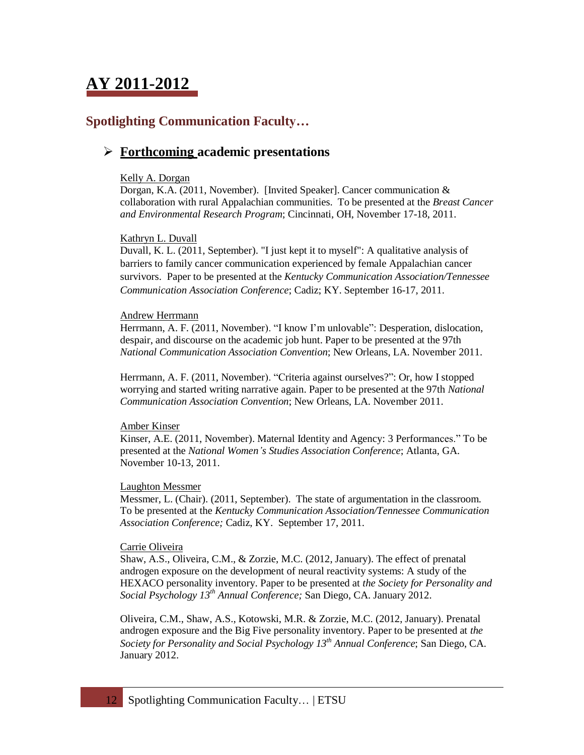# AY 2011-2012

## Spotlighting Communication Faculty…

### **Forthcoming academic presentations**

Kelly A. Dorgan

Dorgan, K.A. (2011, November). [Invited Speaker]. Cancer communication & collaboration with rural Appalachian communities. To be presented at the *Breast Cancer and Environmental Research Program*; Cincinnati, OH, November 17-18, 2011.

Kathryn L. Duvall

Duvall, K. L. (2011, September). "I just kept it to myself": A qualitative analysis of barriers to family cancer communication experienced by female Appalachian cancer survivors. Paper to be presented at the *Kentucky Communication Association/Tennessee Communication Association Conference*; Cadiz; KY. September 16-17, 2011.

Andrew Herrmann

Herrmann, A. F. (2011, November). "I know I'm unlovable": Desperation, dislocation, despair, and discourse on the academic job hunt. Paper to be presented at the 97th *National Communication Association Convention*; New Orleans, LA. November 2011.

Herrmann, A. F. (2011, November). "Criteria against ourselves?": Or, how I stopped worrying and started writing narrative again. Paper to be presented at the 97th *National Communication Association Convention*; New Orleans, LA. November 2011.

Amber Kinser

Kinser, A.E. (2011, November). Maternal Identity and Agency: 3 Performances." To be presented at the *National Women's Studies Association Conference*; Atlanta, GA. November 10-13, 2011.

Laughton Messmer

Messmer, L. (Chair). (2011, September). The state of argumentation in the classroom. To be presented at the *Kentucky Communication Association/Tennessee Communication Association Conference;* Cadiz, KY. September 17, 2011.

Carrie Oliveira

Shaw, A.S., Oliveira, C.M., & Zorzie, M.C. (2012, January). The effect of prenatal androgen exposure on the development of neural reactivity systems: A study of the HEXACO personality inventory. Paper to be presented at *the Society for Personality and Social Psychology 13th Annual Conference;* San Diego, CA. January 2012.

Oliveira, C.M., Shaw, A.S., Kotowski, M.R. & Zorzie, M.C. (2012, January). Prenatal androgen exposure and the Big Five personality inventory. Paper to be presented at *the Society for Personality and Social Psychology 13th Annual Conference*; San Diego, CA. January 2012.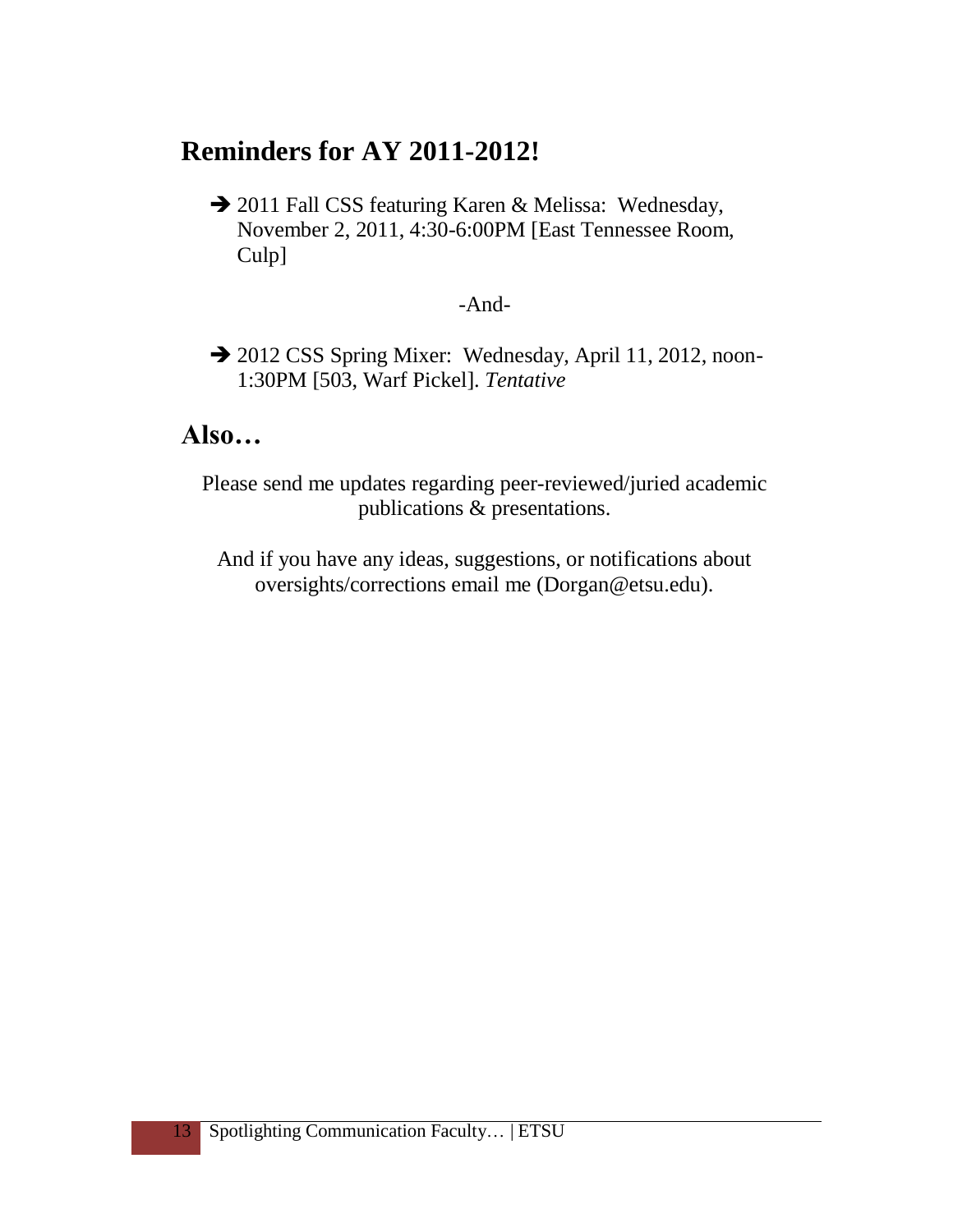## Reminders for AY 2011-2012!

- ➔ 2011 Fall CSS featuring Karen & Melissa: Wednesday, November 2, 2011, 4:30-6:00PM [East Tennessee Room, Culp]

-And-

- ➔ 2012 CSS Spring Mixer: Wednesday, April 11, 2012, noon-1:30PM [503, Warf Pickel]. *Tentative*

## Also…

Please send me updates regarding peer-reviewed/juried academic publications & presentations.

And if you have any ideas, suggestions, or notifications about oversights/corrections email me (Dorgan@etsu.edu).